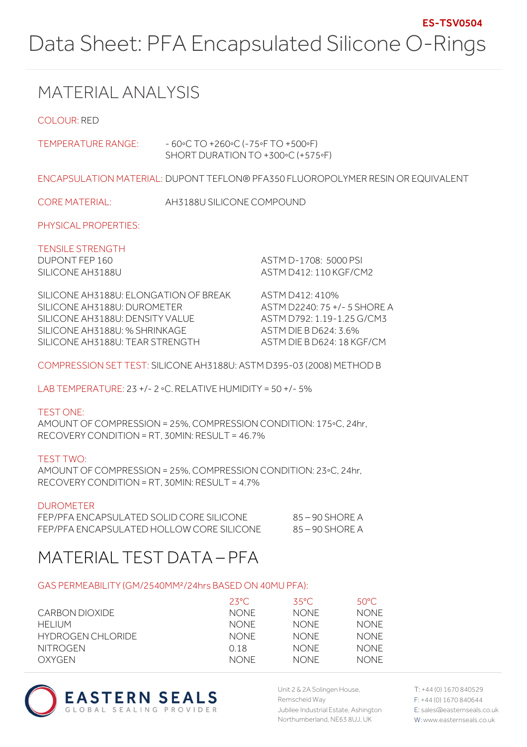ES-TSV0504

# Data Sheet: PFA Encapsulated Silicone O-Rings

## MATERIAL ANALYSIS

COLOUR: RED

TEMPERATURE RANGE: - 60◦C TO +260◦C (-75◦F TO +500◦F)
SHORT DURATION TO +300◦C (+575◦F)

ENCAPSULATION MATERIAL: DUPONT TEFLON® PFA350 FLUOROPOLYMER RESIN OR EQUIVALENT

CORE MATERIAL: AH3188U SILICONE COMPOUND

PHYSICAL PROPERTIES:

TENSILE STRENGTH

| | |
|---|---|
| DUPONT FEP 160 | ASTM D-1708: 5000 PSI |
| SILICONE AH3188U | ASTM D412: 110 KGF/CM2 |

| | |
|---|---|
| SILICONE AH3188U: ELONGATION OF BREAK | ASTM D412: 410% |
| SILICONE AH3188U: DUROMETER | ASTM D2240: 75 +/- 5 SHORE A |
| SILICONE AH3188U: DENSITY VALUE | ASTM D792: 1.19-1.25 G/CM3 |
| SILICONE AH3188U: % SHRINKAGE | ASTM DIE B D624: 3.6% |
| SILICONE AH3188U: TEAR STRENGTH | ASTM DIE B D624: 18 KGF/CM |

COMPRESSION SET TEST: SILICONE AH3188U: ASTM D395-03 (2008) METHOD B

LAB TEMPERATURE: 23 +/- 2 ◦C. RELATIVE HUMIDITY = 50 +/- 5%

TEST ONE:
AMOUNT OF COMPRESSION = 25%, COMPRESSION CONDITION: 175◦C, 24hr,
RECOVERY CONDITION = RT, 30MIN: RESULT = 46.7%

TEST TWO:
AMOUNT OF COMPRESSION = 25%, COMPRESSION CONDITION: 23◦C, 24hr,
RECOVERY CONDITION = RT, 30MIN: RESULT = 4.7%

DUROMETER

| | |
|---|---|
| FEP/PFA ENCAPSULATED SOLID CORE SILICONE | 85 – 90 SHORE A |
| FEP/PFA ENCAPSULATED HOLLOW CORE SILICONE | 85 – 90 SHORE A |

## MATERIAL TEST DATA – PFA

GAS PERMEABILITY (GM/2540MM²/24hrs BASED ON 40MU PFA):

| | 23°C | 35°C | 50°C |
|---|---|---|---|
| CARBON DIOXIDE | NONE | NONE | NONE |
| HELIUM | NONE | NONE | NONE |
| HYDROGEN CHLORIDE | NONE | NONE | NONE |
| NITROGEN | 0.18 | NONE | NONE |
| OXYGEN | NONE | NONE | NONE |

EASTERN SEALS
GLOBAL SEALING PROVIDER

Unit 2 & 2A Solingen House,
Remscheid Way
Jubilee Industrial Estate, Ashington
Northumberland, NE63 8UJ, UK

T: +44 (0) 1670 840529
F: +44 (0) 1670 840644
E: sales@easternseals.co.uk
W: www.easternseals.co.uk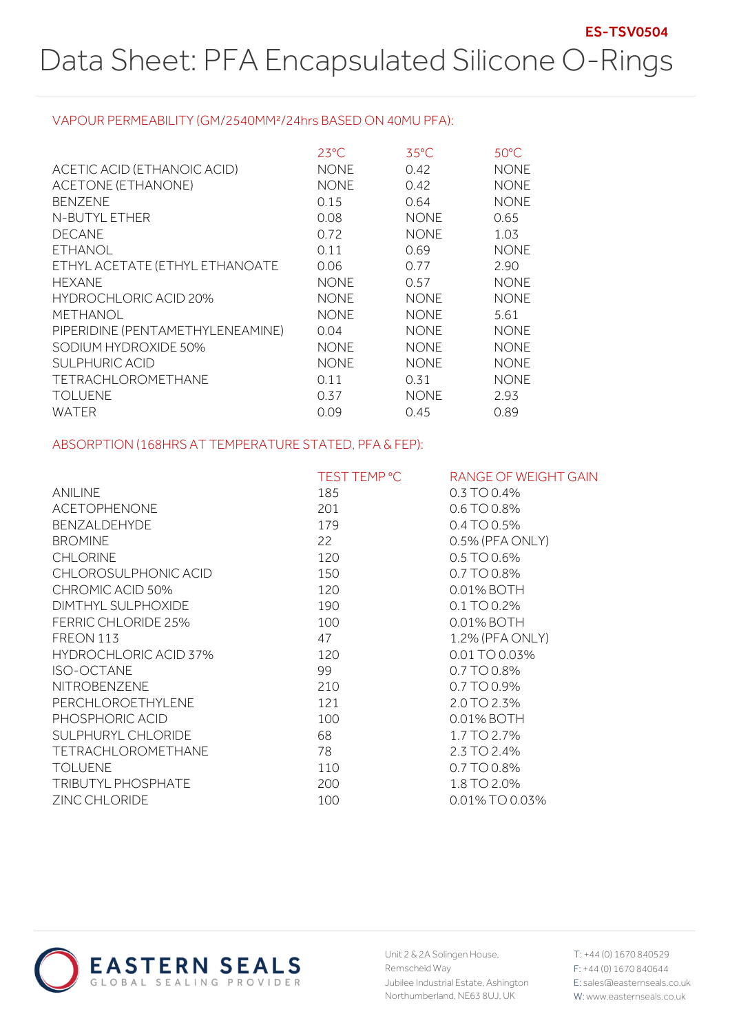ES-TSV0504

# Data Sheet: PFA Encapsulated Silicone O-Rings

## VAPOUR PERMEABILITY (GM/2540MM²/24hrs BASED ON 40MU PFA):

| | 23°C | 35°C | 50°C |
|---|---|---|---|
| ACETIC ACID (ETHANOIC ACID) | NONE | 0.42 | NONE |
| ACETONE (ETHANONE) | NONE | 0.42 | NONE |
| BENZENE | 0.15 | 0.64 | NONE |
| N-BUTYL ETHER | 0.08 | NONE | 0.65 |
| DECANE | 0.72 | NONE | 1.03 |
| ETHANOL | 0.11 | 0.69 | NONE |
| ETHYL ACETATE (ETHYL ETHANOATE | 0.06 | 0.77 | 2.90 |
| HEXANE | NONE | 0.57 | NONE |
| HYDROCHLORIC ACID 20% | NONE | NONE | NONE |
| METHANOL | NONE | NONE | 5.61 |
| PIPERIDINE (PENTAMETHYLENEAMINE) | 0.04 | NONE | NONE |
| SODIUM HYDROXIDE 50% | NONE | NONE | NONE |
| SULPHURIC ACID | NONE | NONE | NONE |
| TETRACHLOROMETHANE | 0.11 | 0.31 | NONE |
| TOLUENE | 0.37 | NONE | 2.93 |
| WATER | 0.09 | 0.45 | 0.89 |

## ABSORPTION (168HRS AT TEMPERATURE STATED, PFA & FEP):

| | TEST TEMP °C | RANGE OF WEIGHT GAIN |
|---|---|---|
| ANILINE | 185 | 0.3 TO 0.4% |
| ACETOPHENONE | 201 | 0.6 TO 0.8% |
| BENZALDEHYDE | 179 | 0.4 TO 0.5% |
| BROMINE | 22 | 0.5% (PFA ONLY) |
| CHLORINE | 120 | 0.5 TO 0.6% |
| CHLOROSULPHONIC ACID | 150 | 0.7 TO 0.8% |
| CHROMIC ACID 50% | 120 | 0.01% BOTH |
| DIMTHYL SULPHOXIDE | 190 | 0.1 TO 0.2% |
| FERRIC CHLORIDE 25% | 100 | 0.01% BOTH |
| FREON 113 | 47 | 1.2% (PFA ONLY) |
| HYDROCHLORIC ACID 37% | 120 | 0.01 TO 0.03% |
| ISO-OCTANE | 99 | 0.7 TO 0.8% |
| NITROBENZENE | 210 | 0.7 TO 0.9% |
| PERCHLOROETHYLENE | 121 | 2.0 TO 2.3% |
| PHOSPHORIC ACID | 100 | 0.01% BOTH |
| SULPHURYL CHLORIDE | 68 | 1.7 TO 2.7% |
| TETRACHLOROMETHANE | 78 | 2.3 TO 2.4% |
| TOLUENE | 110 | 0.7 TO 0.8% |
| TRIBUTYL PHOSPHATE | 200 | 1.8 TO 2.0% |
| ZINC CHLORIDE | 100 | 0.01% TO 0.03% |

EASTERN SEALS
GLOBAL SEALING PROVIDER

Unit 2 & 2A Solingen House,
Remscheid Way
Jubilee Industrial Estate, Ashington
Northumberland, NE63 8UJ, UK

T: +44 (0) 1670 840529
F: +44 (0) 1670 840644
E: sales@easternseals.co.uk
W: www.easternseals.co.uk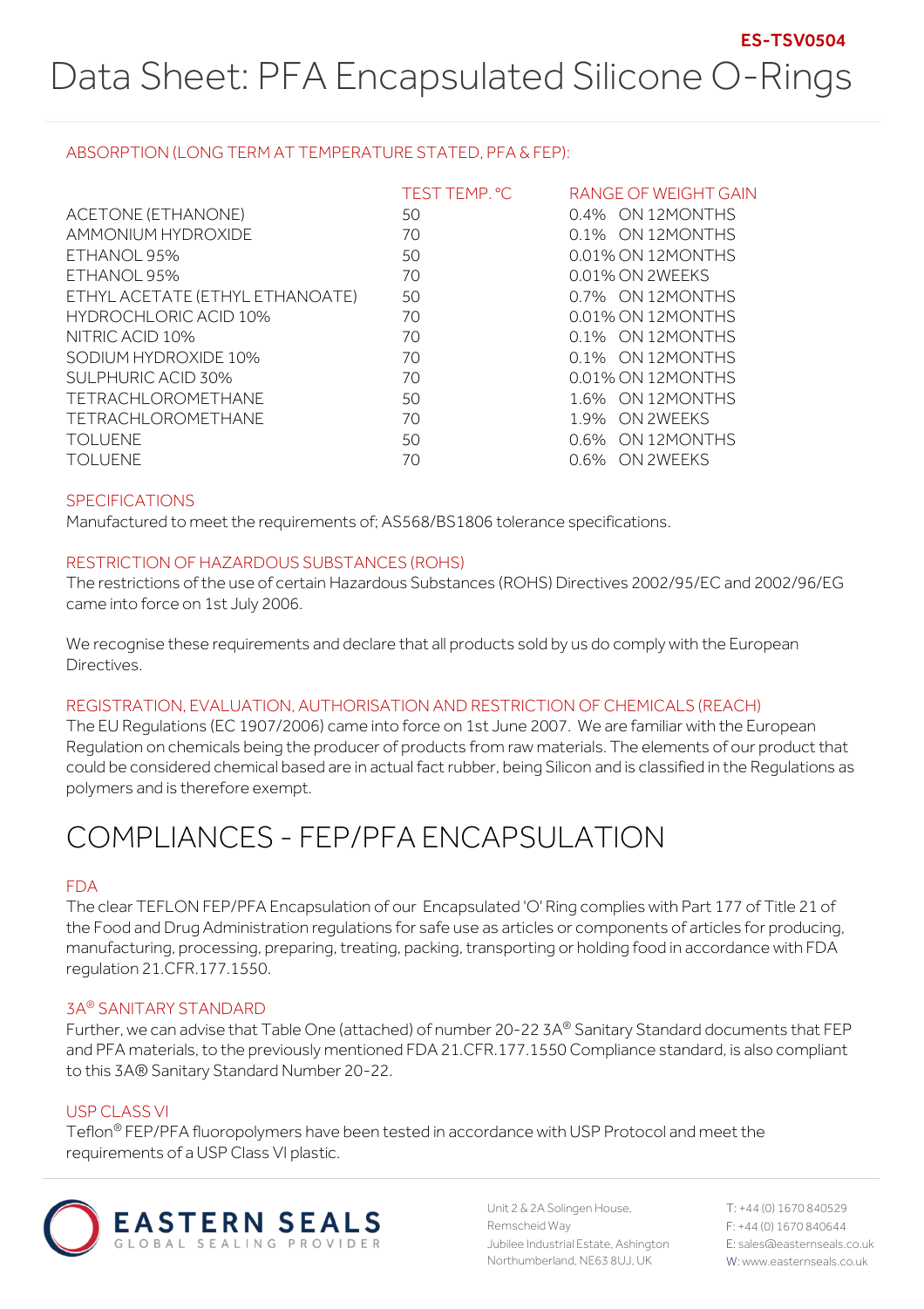# Data Sheet: PFA Encapsulated Silicone O-Rings

ES-TSV0504

### ABSORPTION (LONG TERM AT TEMPERATURE STATED, PFA & FEP):

| | TEST TEMP. °C | RANGE OF WEIGHT GAIN |
|---|---|---|
| ACETONE (ETHANONE) | 50 | 0.4% ON 12MONTHS |
| AMMONIUM HYDROXIDE | 70 | 0.1% ON 12MONTHS |
| ETHANOL 95% | 50 | 0.01% ON 12MONTHS |
| ETHANOL 95% | 70 | 0.01% ON 2WEEKS |
| ETHYL ACETATE (ETHYL ETHANOATE) | 50 | 0.7% ON 12MONTHS |
| HYDROCHLORIC ACID 10% | 70 | 0.01% ON 12MONTHS |
| NITRIC ACID 10% | 70 | 0.1% ON 12MONTHS |
| SODIUM HYDROXIDE 10% | 70 | 0.1% ON 12MONTHS |
| SULPHURIC ACID 30% | 70 | 0.01% ON 12MONTHS |
| TETRACHLOROMETHANE | 50 | 1.6% ON 12MONTHS |
| TETRACHLOROMETHANE | 70 | 1.9% ON 2WEEKS |
| TOLUENE | 50 | 0.6% ON 12MONTHS |
| TOLUENE | 70 | 0.6% ON 2WEEKS |

### SPECIFICATIONS

Manufactured to meet the requirements of; AS568/BS1806 tolerance specifications.

### RESTRICTION OF HAZARDOUS SUBSTANCES (ROHS)

The restrictions of the use of certain Hazardous Substances (ROHS) Directives 2002/95/EC and 2002/96/EG came into force on 1st July 2006.

We recognise these requirements and declare that all products sold by us do comply with the European Directives.

### REGISTRATION, EVALUATION, AUTHORISATION AND RESTRICTION OF CHEMICALS (REACH)

The EU Regulations (EC 1907/2006) came into force on 1st June 2007. We are familiar with the European Regulation on chemicals being the producer of products from raw materials. The elements of our product that could be considered chemical based are in actual fact rubber, being Silicon and is classified in the Regulations as polymers and is therefore exempt.

## COMPLIANCES - FEP/PFA ENCAPSULATION

### FDA

The clear TEFLON FEP/PFA Encapsulation of our Encapsulated 'O' Ring complies with Part 177 of Title 21 of the Food and Drug Administration regulations for safe use as articles or components of articles for producing, manufacturing, processing, preparing, treating, packing, transporting or holding food in accordance with FDA regulation 21.CFR.177.1550.

### 3A® SANITARY STANDARD

Further, we can advise that Table One (attached) of number 20-22 3A® Sanitary Standard documents that FEP and PFA materials, to the previously mentioned FDA 21.CFR.177.1550 Compliance standard, is also compliant to this 3A® Sanitary Standard Number 20-22.

### USP CLASS VI

Teflon® FEP/PFA fluoropolymers have been tested in accordance with USP Protocol and meet the requirements of a USP Class VI plastic.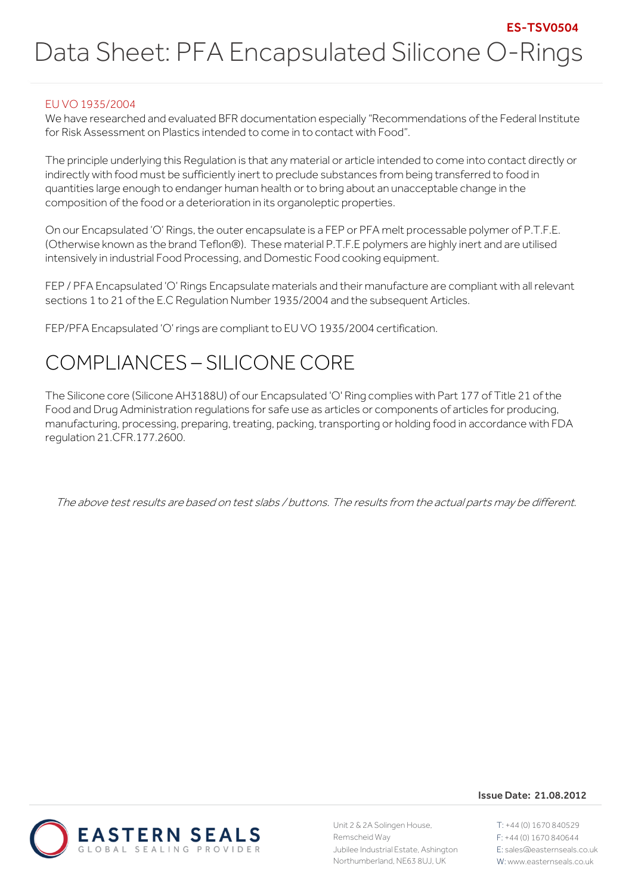ES-TSV0504

# Data Sheet: PFA Encapsulated Silicone O-Rings

EU VO 1935/2004

We have researched and evaluated BFR documentation especially "Recommendations of the Federal Institute for Risk Assessment on Plastics intended to come in to contact with Food".

The principle underlying this Regulation is that any material or article intended to come into contact directly or indirectly with food must be sufficiently inert to preclude substances from being transferred to food in quantities large enough to endanger human health or to bring about an unacceptable change in the composition of the food or a deterioration in its organoleptic properties.

On our Encapsulated 'O' Rings, the outer encapsulate is a FEP or PFA melt processable polymer of P.T.F.E. (Otherwise known as the brand Teflon®). These material P.T.F.E polymers are highly inert and are utilised intensively in industrial Food Processing, and Domestic Food cooking equipment.

FEP / PFA Encapsulated 'O' Rings Encapsulate materials and their manufacture are compliant with all relevant sections 1 to 21 of the E.C Regulation Number 1935/2004 and the subsequent Articles.

FEP/PFA Encapsulated 'O' rings are compliant to EU VO 1935/2004 certification.

## COMPLIANCES – SILICONE CORE

The Silicone core (Silicone AH3188U) of our Encapsulated 'O' Ring complies with Part 177 of Title 21 of the Food and Drug Administration regulations for safe use as articles or components of articles for producing, manufacturing, processing, preparing, treating, packing, transporting or holding food in accordance with FDA regulation 21.CFR.177.2600.

*The above test results are based on test slabs / buttons. The results from the actual parts may be different.*

**Issue Date: 21.08.2012**

EASTERN SEALS
GLOBAL SEALING PROVIDER

Unit 2 & 2A Solingen House,
Remscheid Way
Jubilee Industrial Estate, Ashington
Northumberland, NE63 8UJ, UK

T: +44 (0) 1670 840529
F: +44 (0) 1670 840644
E: sales@easternseals.co.uk
W: www.easternseals.co.uk